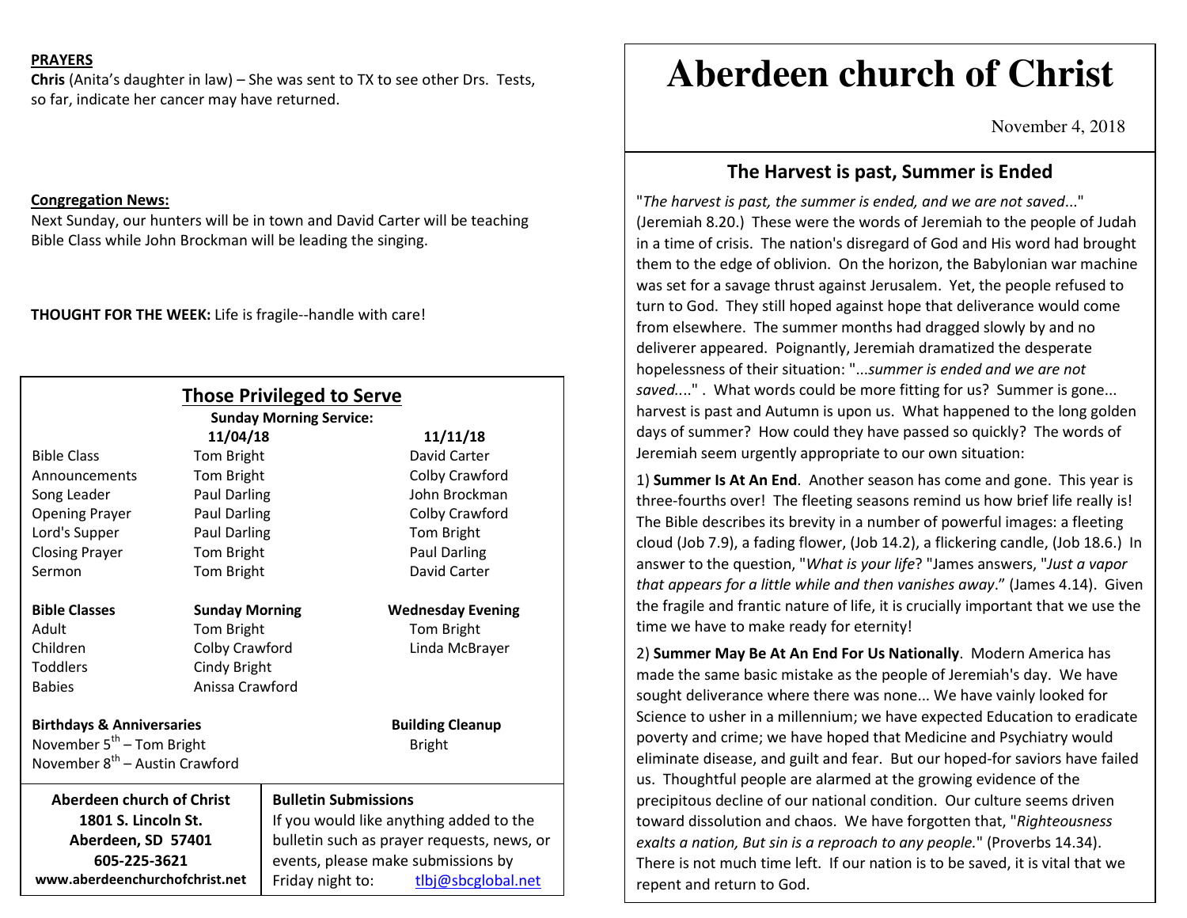**PRAYERS**

**Chris** (Anita's daughter in law) – She was sent to TX to see other Drs. Tests, so far, indicate her cancer may have returned.

**Congregation News:**

Next Sunday, our hunters will be in town and David Carter will be teaching Bible Class while John Brockman will be leading the singing.

**THOUGHT FOR THE WEEK:** Life is fragile--handle with care!

## Those Privileged to Serve

**Sunday Morning Service:**

| | 11/04/18 | 11/11/18 |
|---|---|---|
| Bible Class | Tom Bright | David Carter |
| Announcements | Tom Bright | Colby Crawford |
| Song Leader | Paul Darling | John Brockman |
| Opening Prayer | Paul Darling | Colby Crawford |
| Lord's Supper | Paul Darling | Tom Bright |
| Closing Prayer | Tom Bright | Paul Darling |
| Sermon | Tom Bright | David Carter |

| **Bible Classes** | **Sunday Morning** | **Wednesday Evening** |
|---|---|---|
| Adult | Tom Bright | Tom Bright |
| Children | Colby Crawford | Linda McBrayer |
| Toddlers | Cindy Bright | |
| Babies | Anissa Crawford | |

**Birthdays & Anniversaries**

November 5th – Tom Bright

November 8th – Austin Crawford

**Building Cleanup**

Bright

**Aberdeen church of Christ**
**1801 S. Lincoln St.**
**Aberdeen, SD 57401**
**605-225-3621**
**www.aberdeenchurchofchrist.net**

**Bulletin Submissions**

If you would like anything added to the bulletin such as prayer requests, news, or events, please make submissions by Friday night to: tlbj@sbcglobal.net

# Aberdeen church of Christ

November 4, 2018

## The Harvest is past, Summer is Ended

"*The harvest is past, the summer is ended, and we are not saved*..." (Jeremiah 8.20.) These were the words of Jeremiah to the people of Judah in a time of crisis. The nation's disregard of God and His word had brought them to the edge of oblivion. On the horizon, the Babylonian war machine was set for a savage thrust against Jerusalem. Yet, the people refused to turn to God. They still hoped against hope that deliverance would come from elsewhere. The summer months had dragged slowly by and no deliverer appeared. Poignantly, Jeremiah dramatized the desperate hopelessness of their situation: "...*summer is ended and we are not saved....*" . What words could be more fitting for us? Summer is gone... harvest is past and Autumn is upon us. What happened to the long golden days of summer? How could they have passed so quickly? The words of Jeremiah seem urgently appropriate to our own situation:

1) **Summer Is At An End**. Another season has come and gone. This year is three-fourths over! The fleeting seasons remind us how brief life really is! The Bible describes its brevity in a number of powerful images: a fleeting cloud (Job 7.9), a fading flower, (Job 14.2), a flickering candle, (Job 18.6.) In answer to the question, "*What is your life*? "James answers, "*Just a vapor that appears for a little while and then vanishes away*." (James 4.14). Given the fragile and frantic nature of life, it is crucially important that we use the time we have to make ready for eternity!

2) **Summer May Be At An End For Us Nationally**. Modern America has made the same basic mistake as the people of Jeremiah's day. We have sought deliverance where there was none... We have vainly looked for Science to usher in a millennium; we have expected Education to eradicate poverty and crime; we have hoped that Medicine and Psychiatry would eliminate disease, and guilt and fear. But our hoped-for saviors have failed us. Thoughtful people are alarmed at the growing evidence of the precipitous decline of our national condition. Our culture seems driven toward dissolution and chaos. We have forgotten that, "*Righteousness exalts a nation, But sin is a reproach to any people.*" (Proverbs 14.34). There is not much time left. If our nation is to be saved, it is vital that we repent and return to God.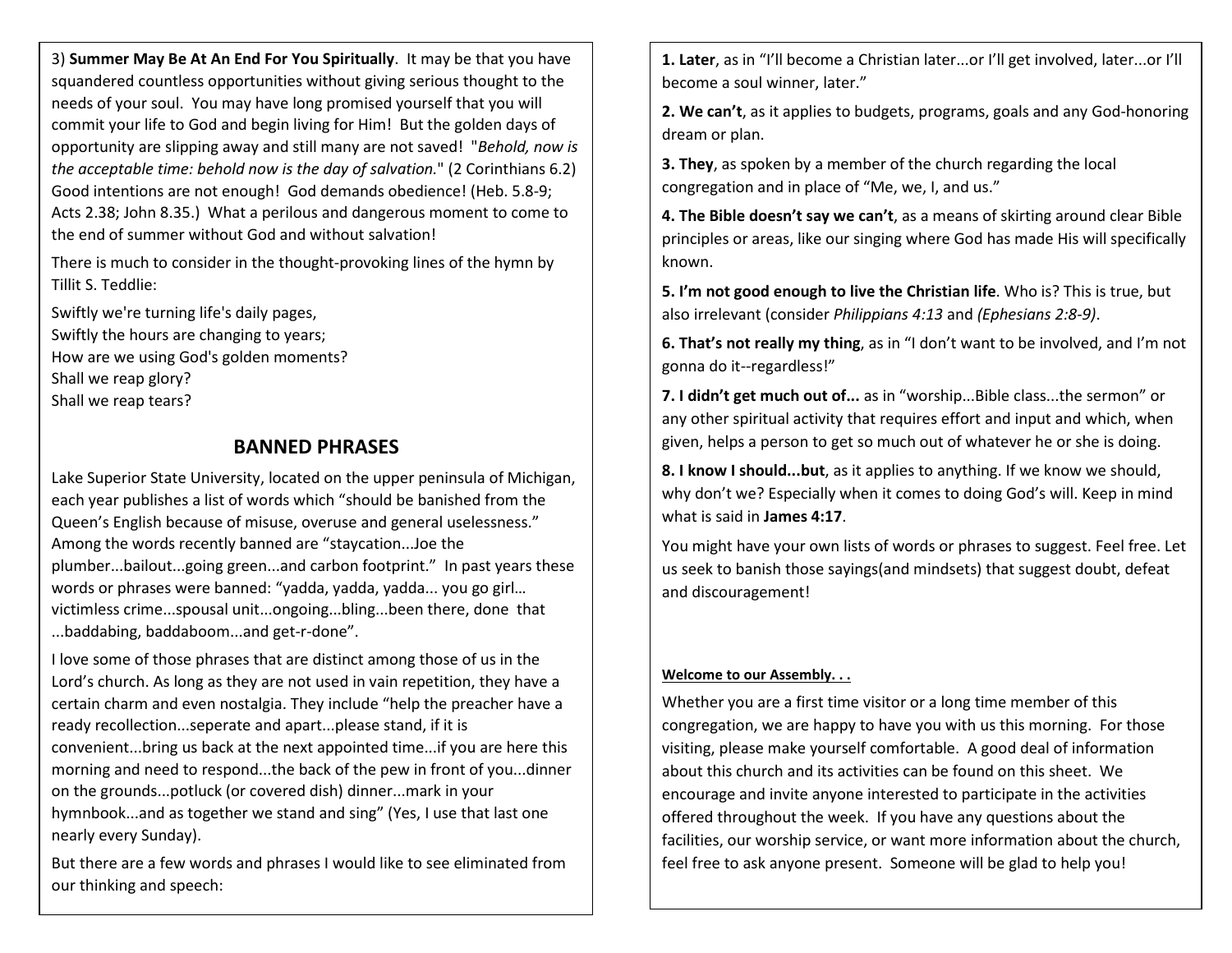3) **Summer May Be At An End For You Spiritually**. It may be that you have squandered countless opportunities without giving serious thought to the needs of your soul. You may have long promised yourself that you will commit your life to God and begin living for Him! But the golden days of opportunity are slipping away and still many are not saved! "*Behold, now is the acceptable time: behold now is the day of salvation.*" (2 Corinthians 6.2) Good intentions are not enough! God demands obedience! (Heb. 5.8-9; Acts 2.38; John 8.35.) What a perilous and dangerous moment to come to the end of summer without God and without salvation!

There is much to consider in the thought-provoking lines of the hymn by Tillit S. Teddlie:

Swiftly we're turning life's daily pages,
Swiftly the hours are changing to years;
How are we using God's golden moments?
Shall we reap glory?
Shall we reap tears?

## BANNED PHRASES

Lake Superior State University, located on the upper peninsula of Michigan, each year publishes a list of words which "should be banished from the Queen's English because of misuse, overuse and general uselessness." Among the words recently banned are "staycation...Joe the plumber...bailout...going green...and carbon footprint." In past years these words or phrases were banned: "yadda, yadda, yadda... you go girl… victimless crime...spousal unit...ongoing...bling...been there, done that ...baddabing, baddaboom...and get-r-done".

I love some of those phrases that are distinct among those of us in the Lord's church. As long as they are not used in vain repetition, they have a certain charm and even nostalgia. They include "help the preacher have a ready recollection...seperate and apart...please stand, if it is convenient...bring us back at the next appointed time...if you are here this morning and need to respond...the back of the pew in front of you...dinner on the grounds...potluck (or covered dish) dinner...mark in your hymnbook...and as together we stand and sing" (Yes, I use that last one nearly every Sunday).

But there are a few words and phrases I would like to see eliminated from our thinking and speech:

**1. Later**, as in "I'll become a Christian later...or I'll get involved, later...or I'll become a soul winner, later."

**2. We can't**, as it applies to budgets, programs, goals and any God-honoring dream or plan.

**3. They**, as spoken by a member of the church regarding the local congregation and in place of "Me, we, I, and us."

**4. The Bible doesn't say we can't**, as a means of skirting around clear Bible principles or areas, like our singing where God has made His will specifically known.

**5. I'm not good enough to live the Christian life**. Who is? This is true, but also irrelevant (consider *Philippians 4:13* and *(Ephesians 2:8-9)*.

**6. That's not really my thing**, as in "I don't want to be involved, and I'm not gonna do it--regardless!"

**7. I didn't get much out of...** as in "worship...Bible class...the sermon" or any other spiritual activity that requires effort and input and which, when given, helps a person to get so much out of whatever he or she is doing.

**8. I know I should...but**, as it applies to anything. If we know we should, why don't we? Especially when it comes to doing God's will. Keep in mind what is said in **James 4:17**.

You might have your own lists of words or phrases to suggest. Feel free. Let us seek to banish those sayings(and mindsets) that suggest doubt, defeat and discouragement!

**Welcome to our Assembly. . .**

Whether you are a first time visitor or a long time member of this congregation, we are happy to have you with us this morning. For those visiting, please make yourself comfortable. A good deal of information about this church and its activities can be found on this sheet. We encourage and invite anyone interested to participate in the activities offered throughout the week. If you have any questions about the facilities, our worship service, or want more information about the church, feel free to ask anyone present. Someone will be glad to help you!